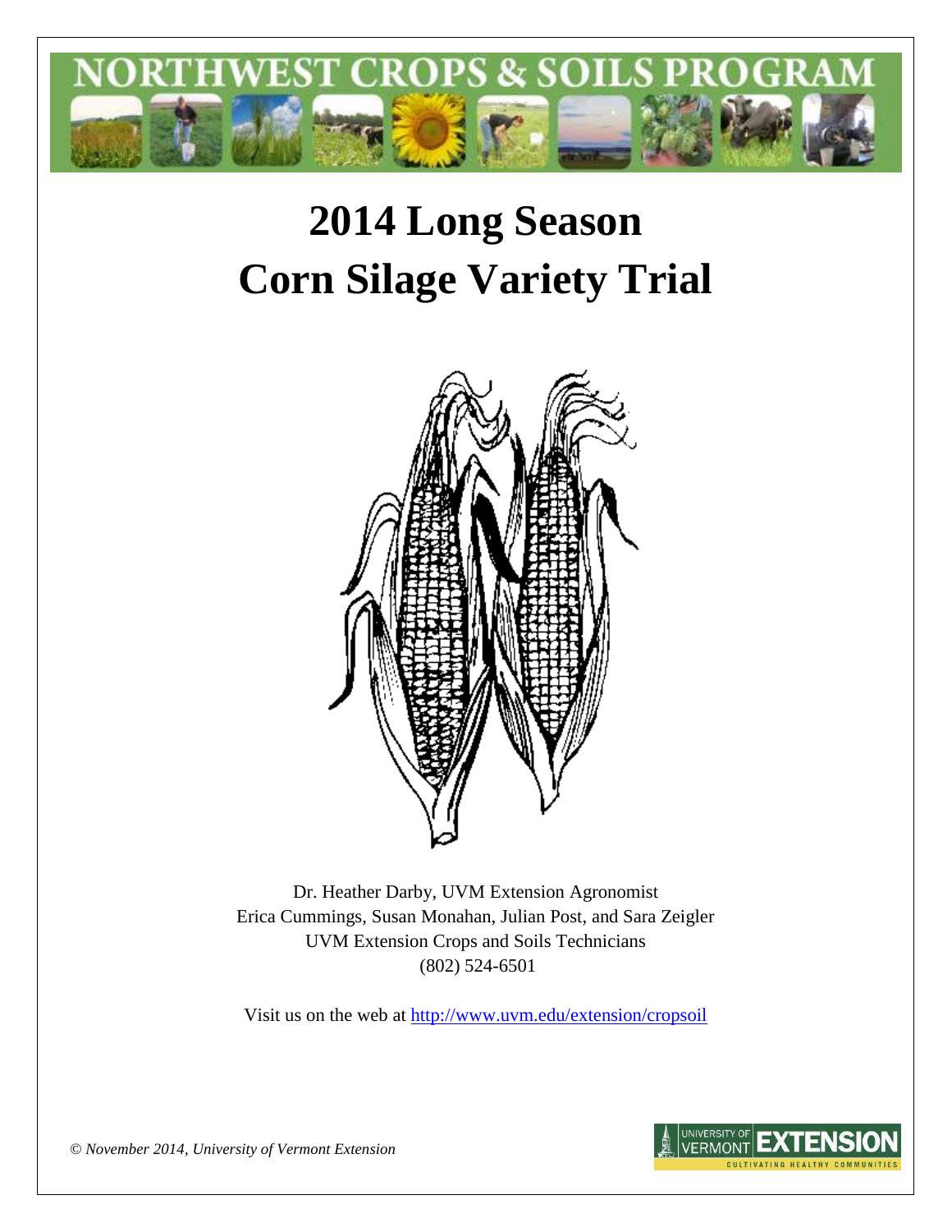NORTHWEST CROPS & SOILS PROGRAM

# 2014 Long Season Corn Silage Variety Trial

Dr. Heather Darby, UVM Extension Agronomist

Erica Cummings, Susan Monahan, Julian Post, and Sara Zeigler

UVM Extension Crops and Soils Technicians

(802) 524-6501

Visit us on the web at http://www.uvm.edu/extension/cropsoil

*© November 2014, University of Vermont Extension*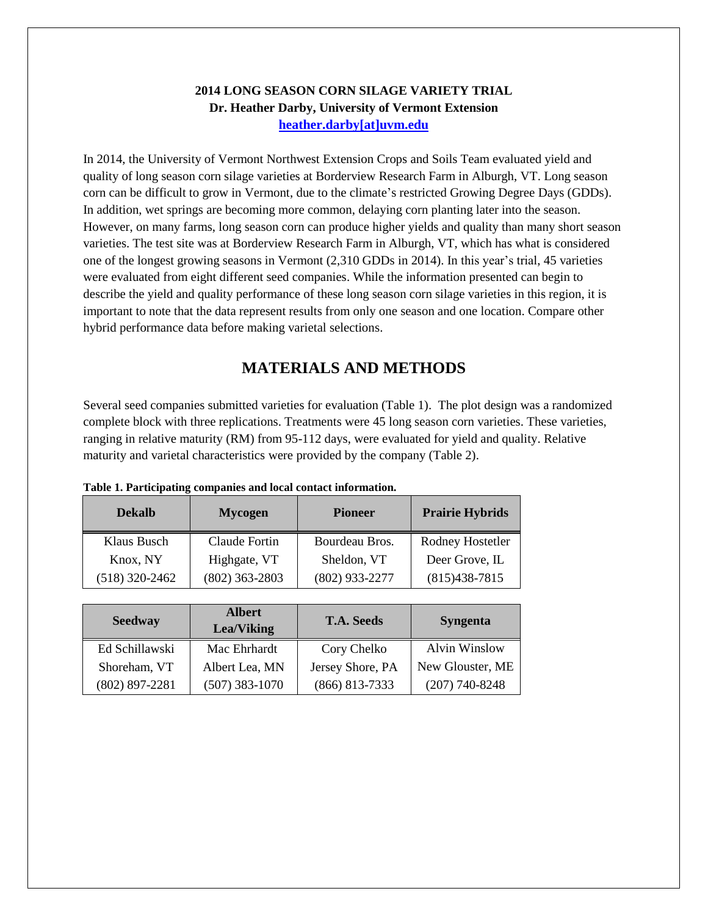**2014 LONG SEASON CORN SILAGE VARIETY TRIAL**
**Dr. Heather Darby, University of Vermont Extension**
**heather.darby[at]uvm.edu**

In 2014, the University of Vermont Northwest Extension Crops and Soils Team evaluated yield and quality of long season corn silage varieties at Borderview Research Farm in Alburgh, VT. Long season corn can be difficult to grow in Vermont, due to the climate's restricted Growing Degree Days (GDDs). In addition, wet springs are becoming more common, delaying corn planting later into the season. However, on many farms, long season corn can produce higher yields and quality than many short season varieties. The test site was at Borderview Research Farm in Alburgh, VT, which has what is considered one of the longest growing seasons in Vermont (2,310 GDDs in 2014). In this year's trial, 45 varieties were evaluated from eight different seed companies. While the information presented can begin to describe the yield and quality performance of these long season corn silage varieties in this region, it is important to note that the data represent results from only one season and one location. Compare other hybrid performance data before making varietal selections.

# MATERIALS AND METHODS

Several seed companies submitted varieties for evaluation (Table 1). The plot design was a randomized complete block with three replications. Treatments were 45 long season corn varieties. These varieties, ranging in relative maturity (RM) from 95-112 days, were evaluated for yield and quality. Relative maturity and varietal characteristics were provided by the company (Table 2).

**Table 1. Participating companies and local contact information.**

| Dekalb | Mycogen | Pioneer | Prairie Hybrids |
|---|---|---|---|
| Klaus Busch | Claude Fortin | Bourdeau Bros. | Rodney Hostetler |
| Knox, NY | Highgate, VT | Sheldon, VT | Deer Grove, IL |
| (518) 320-2462 | (802) 363-2803 | (802) 933-2277 | (815)438-7815 |

| Seedway | Albert Lea/Viking | T.A. Seeds | Syngenta |
|---|---|---|---|
| Ed Schillawski | Mac Ehrhardt | Cory Chelko | Alvin Winslow |
| Shoreham, VT | Albert Lea, MN | Jersey Shore, PA | New Glouster, ME |
| (802) 897-2281 | (507) 383-1070 | (866) 813-7333 | (207) 740-8248 |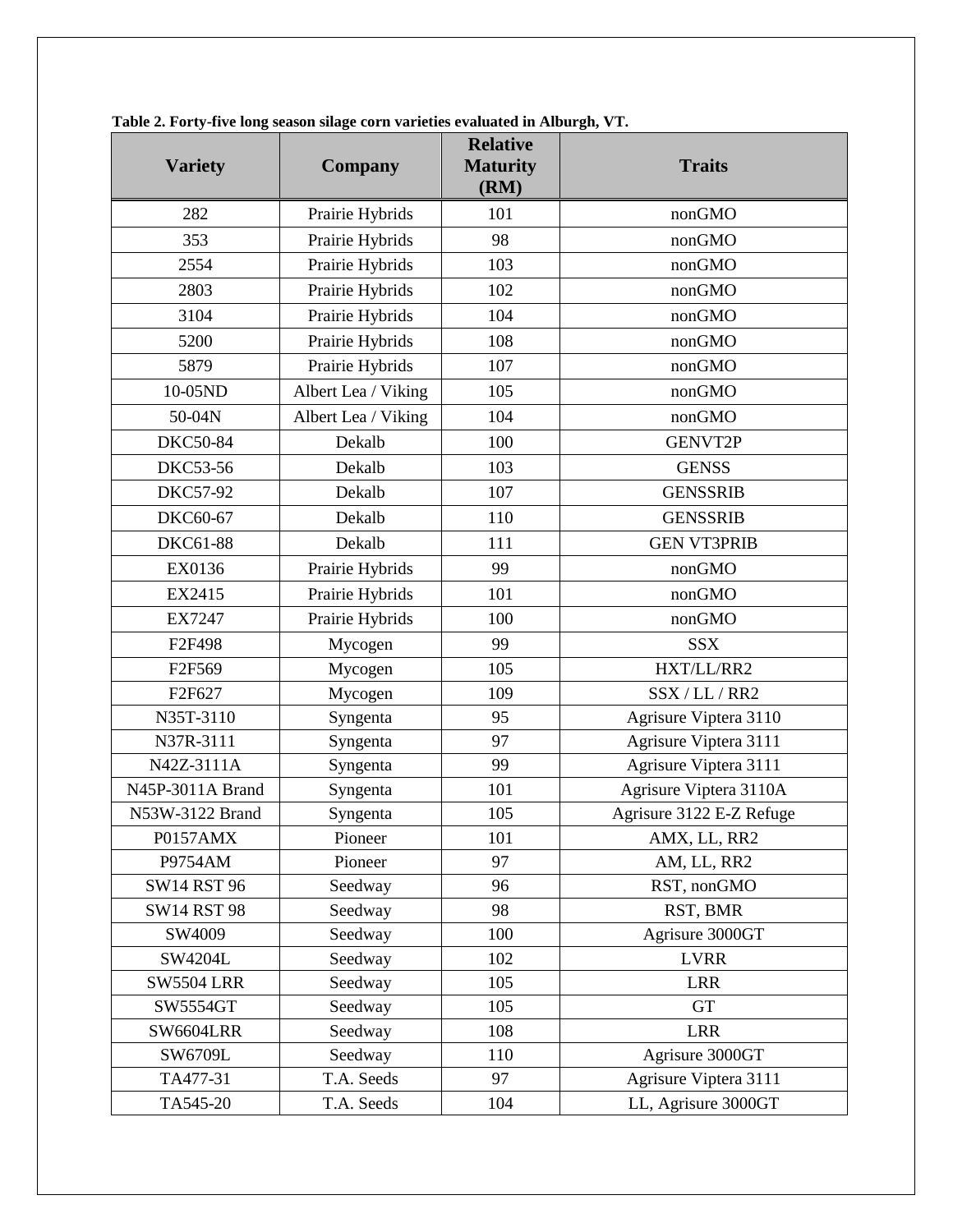**Table 2. Forty-five long season silage corn varieties evaluated in Alburgh, VT.**

| Variety | Company | Relative Maturity (RM) | Traits |
|---|---|---|---|
| 282 | Prairie Hybrids | 101 | nonGMO |
| 353 | Prairie Hybrids | 98 | nonGMO |
| 2554 | Prairie Hybrids | 103 | nonGMO |
| 2803 | Prairie Hybrids | 102 | nonGMO |
| 3104 | Prairie Hybrids | 104 | nonGMO |
| 5200 | Prairie Hybrids | 108 | nonGMO |
| 5879 | Prairie Hybrids | 107 | nonGMO |
| 10-05ND | Albert Lea / Viking | 105 | nonGMO |
| 50-04N | Albert Lea / Viking | 104 | nonGMO |
| DKC50-84 | Dekalb | 100 | GENVT2P |
| DKC53-56 | Dekalb | 103 | GENSS |
| DKC57-92 | Dekalb | 107 | GENSSRIB |
| DKC60-67 | Dekalb | 110 | GENSSRIB |
| DKC61-88 | Dekalb | 111 | GEN VT3PRIB |
| EX0136 | Prairie Hybrids | 99 | nonGMO |
| EX2415 | Prairie Hybrids | 101 | nonGMO |
| EX7247 | Prairie Hybrids | 100 | nonGMO |
| F2F498 | Mycogen | 99 | SSX |
| F2F569 | Mycogen | 105 | HXT/LL/RR2 |
| F2F627 | Mycogen | 109 | SSX / LL / RR2 |
| N35T-3110 | Syngenta | 95 | Agrisure Viptera 3110 |
| N37R-3111 | Syngenta | 97 | Agrisure Viptera 3111 |
| N42Z-3111A | Syngenta | 99 | Agrisure Viptera 3111 |
| N45P-3011A Brand | Syngenta | 101 | Agrisure Viptera 3110A |
| N53W-3122 Brand | Syngenta | 105 | Agrisure 3122 E-Z Refuge |
| P0157AMX | Pioneer | 101 | AMX, LL, RR2 |
| P9754AM | Pioneer | 97 | AM, LL, RR2 |
| SW14 RST 96 | Seedway | 96 | RST, nonGMO |
| SW14 RST 98 | Seedway | 98 | RST, BMR |
| SW4009 | Seedway | 100 | Agrisure 3000GT |
| SW4204L | Seedway | 102 | LVRR |
| SW5504 LRR | Seedway | 105 | LRR |
| SW5554GT | Seedway | 105 | GT |
| SW6604LRR | Seedway | 108 | LRR |
| SW6709L | Seedway | 110 | Agrisure 3000GT |
| TA477-31 | T.A. Seeds | 97 | Agrisure Viptera 3111 |
| TA545-20 | T.A. Seeds | 104 | LL, Agrisure 3000GT |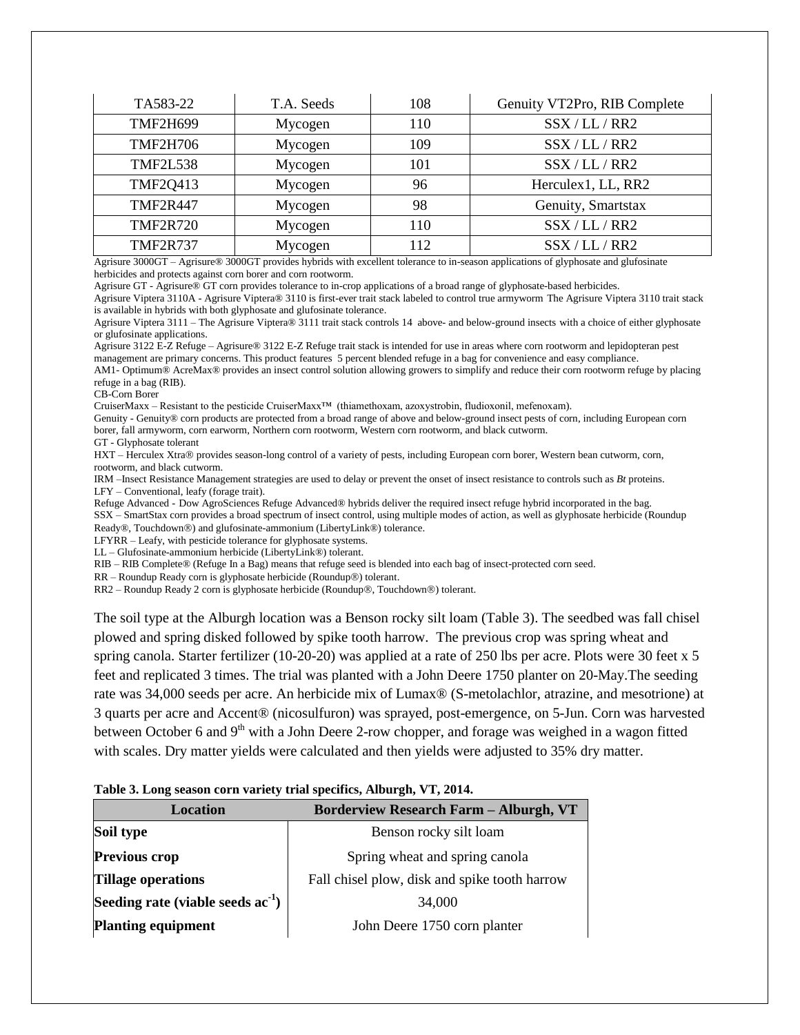| TA583-22 | T.A. Seeds | 108 | Genuity VT2Pro, RIB Complete |
|---|---|---|---|
| TMF2H699 | Mycogen | 110 | SSX / LL / RR2 |
| TMF2H706 | Mycogen | 109 | SSX / LL / RR2 |
| TMF2L538 | Mycogen | 101 | SSX / LL / RR2 |
| TMF2Q413 | Mycogen | 96 | Herculex1, LL, RR2 |
| TMF2R447 | Mycogen | 98 | Genuity, Smartstax |
| TMF2R720 | Mycogen | 110 | SSX / LL / RR2 |
| TMF2R737 | Mycogen | 112 | SSX / LL / RR2 |

Agrisure 3000GT – Agrisure® 3000GT provides hybrids with excellent tolerance to in-season applications of glyphosate and glufosinate herbicides and protects against corn borer and corn rootworm.
Agrisure GT - Agrisure® GT corn provides tolerance to in-crop applications of a broad range of glyphosate-based herbicides.
Agrisure Viptera 3110A - Agrisure Viptera® 3110 is first-ever trait stack labeled to control true armyworm The Agrisure Viptera 3110 trait stack is available in hybrids with both glyphosate and glufosinate tolerance.
Agrisure Viptera 3111 – The Agrisure Viptera® 3111 trait stack controls 14 above- and below-ground insects with a choice of either glyphosate or glufosinate applications.
Agrisure 3122 E-Z Refuge – Agrisure® 3122 E-Z Refuge trait stack is intended for use in areas where corn rootworm and lepidopteran pest management are primary concerns. This product features 5 percent blended refuge in a bag for convenience and easy compliance.
AM1- Optimum® AcreMax® provides an insect control solution allowing growers to simplify and reduce their corn rootworm refuge by placing refuge in a bag (RIB).
CB-Corn Borer
CruiserMaxx – Resistant to the pesticide CruiserMaxx™ (thiamethoxam, azoxystrobin, fludioxonil, mefenoxam).
Genuity - Genuity® corn products are protected from a broad range of above and below-ground insect pests of corn, including European corn borer, fall armyworm, corn earworm, Northern corn rootworm, Western corn rootworm, and black cutworm.
GT - Glyphosate tolerant
HXT – Herculex Xtra® provides season-long control of a variety of pests, including European corn borer, Western bean cutworm, corn, rootworm, and black cutworm.
IRM –Insect Resistance Management strategies are used to delay or prevent the onset of insect resistance to controls such as *Bt* proteins.
LFY – Conventional, leafy (forage trait).
Refuge Advanced - Dow AgroSciences Refuge Advanced® hybrids deliver the required insect refuge hybrid incorporated in the bag.
SSX – SmartStax corn provides a broad spectrum of insect control, using multiple modes of action, as well as glyphosate herbicide (Roundup Ready®, Touchdown®) and glufosinate-ammonium (LibertyLink®) tolerance.
LFYRR – Leafy, with pesticide tolerance for glyphosate systems.
LL – Glufosinate-ammonium herbicide (LibertyLink®) tolerant.
RIB – RIB Complete® (Refuge In a Bag) means that refuge seed is blended into each bag of insect-protected corn seed.
RR – Roundup Ready corn is glyphosate herbicide (Roundup®) tolerant.
RR2 – Roundup Ready 2 corn is glyphosate herbicide (Roundup®, Touchdown®) tolerant.

The soil type at the Alburgh location was a Benson rocky silt loam (Table 3). The seedbed was fall chisel plowed and spring disked followed by spike tooth harrow. The previous crop was spring wheat and spring canola. Starter fertilizer (10-20-20) was applied at a rate of 250 lbs per acre. Plots were 30 feet x 5 feet and replicated 3 times. The trial was planted with a John Deere 1750 planter on 20-May.The seeding rate was 34,000 seeds per acre. An herbicide mix of Lumax® (S-metolachlor, atrazine, and mesotrione) at 3 quarts per acre and Accent® (nicosulfuron) was sprayed, post-emergence, on 5-Jun. Corn was harvested between October 6 and 9th with a John Deere 2-row chopper, and forage was weighed in a wagon fitted with scales. Dry matter yields were calculated and then yields were adjusted to 35% dry matter.

**Table 3. Long season corn variety trial specifics, Alburgh, VT, 2014.**

| Location | Borderview Research Farm – Alburgh, VT |
|---|---|
| **Soil type** | Benson rocky silt loam |
| **Previous crop** | Spring wheat and spring canola |
| **Tillage operations** | Fall chisel plow, disk and spike tooth harrow |
| **Seeding rate (viable seeds $ac^{-1}$)** | 34,000 |
| **Planting equipment** | John Deere 1750 corn planter |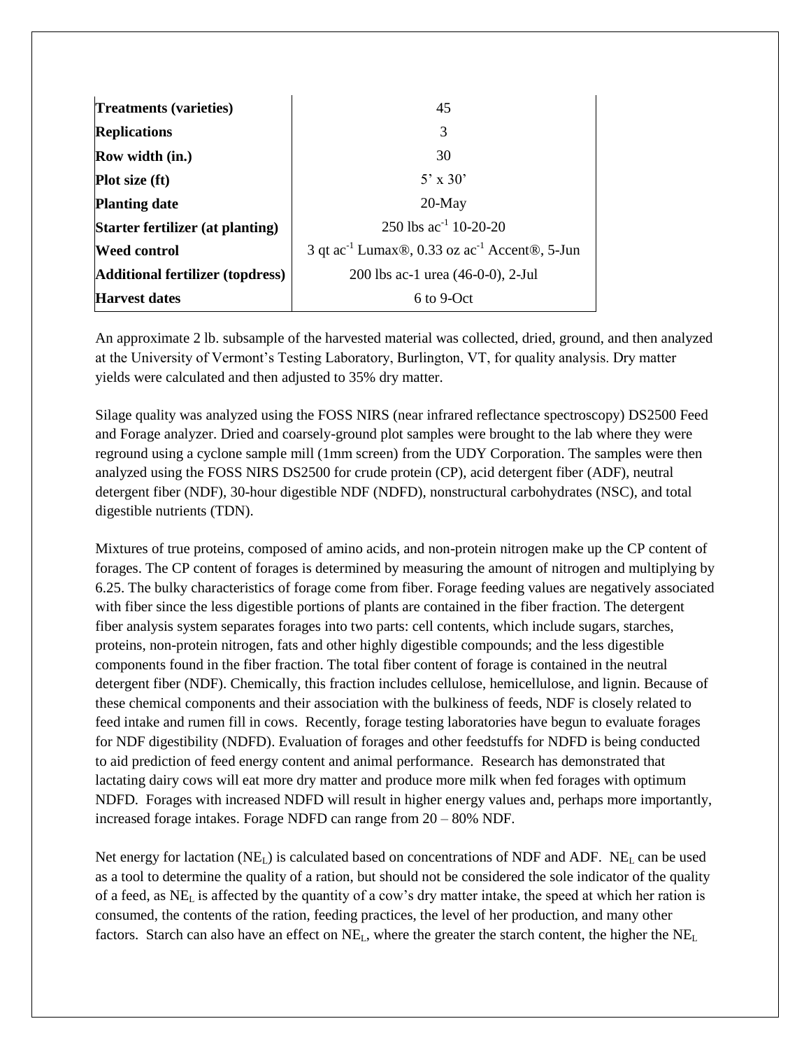| | |
|---|---|
| **Treatments (varieties)** | 45 |
| **Replications** | 3 |
| **Row width (in.)** | 30 |
| **Plot size (ft)** | 5' x 30' |
| **Planting date** | 20-May |
| **Starter fertilizer (at planting)** | 250 lbs $ac^{-1}$ 10-20-20 |
| **Weed control** | 3 qt $ac^{-1}$ Lumax®, 0.33 oz $ac^{-1}$ Accent®, 5-Jun |
| **Additional fertilizer (topdress)** | 200 lbs ac-1 urea (46-0-0), 2-Jul |
| **Harvest dates** | 6 to 9-Oct |

An approximate 2 lb. subsample of the harvested material was collected, dried, ground, and then analyzed at the University of Vermont's Testing Laboratory, Burlington, VT, for quality analysis. Dry matter yields were calculated and then adjusted to 35% dry matter.

Silage quality was analyzed using the FOSS NIRS (near infrared reflectance spectroscopy) DS2500 Feed and Forage analyzer. Dried and coarsely-ground plot samples were brought to the lab where they were reground using a cyclone sample mill (1mm screen) from the UDY Corporation. The samples were then analyzed using the FOSS NIRS DS2500 for crude protein (CP), acid detergent fiber (ADF), neutral detergent fiber (NDF), 30-hour digestible NDF (NDFD), nonstructural carbohydrates (NSC), and total digestible nutrients (TDN).

Mixtures of true proteins, composed of amino acids, and non-protein nitrogen make up the CP content of forages. The CP content of forages is determined by measuring the amount of nitrogen and multiplying by 6.25. The bulky characteristics of forage come from fiber. Forage feeding values are negatively associated with fiber since the less digestible portions of plants are contained in the fiber fraction. The detergent fiber analysis system separates forages into two parts: cell contents, which include sugars, starches, proteins, non-protein nitrogen, fats and other highly digestible compounds; and the less digestible components found in the fiber fraction. The total fiber content of forage is contained in the neutral detergent fiber (NDF). Chemically, this fraction includes cellulose, hemicellulose, and lignin. Because of these chemical components and their association with the bulkiness of feeds, NDF is closely related to feed intake and rumen fill in cows. Recently, forage testing laboratories have begun to evaluate forages for NDF digestibility (NDFD). Evaluation of forages and other feedstuffs for NDFD is being conducted to aid prediction of feed energy content and animal performance. Research has demonstrated that lactating dairy cows will eat more dry matter and produce more milk when fed forages with optimum NDFD. Forages with increased NDFD will result in higher energy values and, perhaps more importantly, increased forage intakes. Forage NDFD can range from 20 – 80% NDF.

Net energy for lactation ($NE_L$) is calculated based on concentrations of NDF and ADF. $NE_L$ can be used as a tool to determine the quality of a ration, but should not be considered the sole indicator of the quality of a feed, as $NE_L$ is affected by the quantity of a cow's dry matter intake, the speed at which her ration is consumed, the contents of the ration, feeding practices, the level of her production, and many other factors. Starch can also have an effect on $NE_L$, where the greater the starch content, the higher the $NE_L$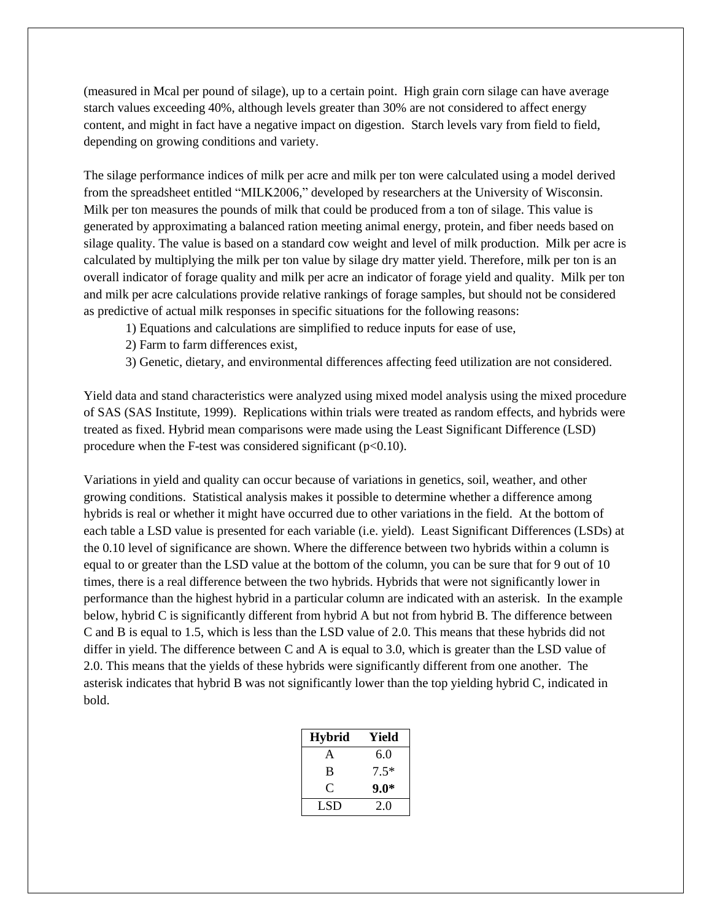(measured in Mcal per pound of silage), up to a certain point. High grain corn silage can have average starch values exceeding 40%, although levels greater than 30% are not considered to affect energy content, and might in fact have a negative impact on digestion. Starch levels vary from field to field, depending on growing conditions and variety.

The silage performance indices of milk per acre and milk per ton were calculated using a model derived from the spreadsheet entitled "MILK2006," developed by researchers at the University of Wisconsin. Milk per ton measures the pounds of milk that could be produced from a ton of silage. This value is generated by approximating a balanced ration meeting animal energy, protein, and fiber needs based on silage quality. The value is based on a standard cow weight and level of milk production. Milk per acre is calculated by multiplying the milk per ton value by silage dry matter yield. Therefore, milk per ton is an overall indicator of forage quality and milk per acre an indicator of forage yield and quality. Milk per ton and milk per acre calculations provide relative rankings of forage samples, but should not be considered as predictive of actual milk responses in specific situations for the following reasons:

1) Equations and calculations are simplified to reduce inputs for ease of use,
2) Farm to farm differences exist,
3) Genetic, dietary, and environmental differences affecting feed utilization are not considered.

Yield data and stand characteristics were analyzed using mixed model analysis using the mixed procedure of SAS (SAS Institute, 1999). Replications within trials were treated as random effects, and hybrids were treated as fixed. Hybrid mean comparisons were made using the Least Significant Difference (LSD) procedure when the F-test was considered significant ($p<0.10$).

Variations in yield and quality can occur because of variations in genetics, soil, weather, and other growing conditions. Statistical analysis makes it possible to determine whether a difference among hybrids is real or whether it might have occurred due to other variations in the field. At the bottom of each table a LSD value is presented for each variable (i.e. yield). Least Significant Differences (LSDs) at the 0.10 level of significance are shown. Where the difference between two hybrids within a column is equal to or greater than the LSD value at the bottom of the column, you can be sure that for 9 out of 10 times, there is a real difference between the two hybrids. Hybrids that were not significantly lower in performance than the highest hybrid in a particular column are indicated with an asterisk. In the example below, hybrid C is significantly different from hybrid A but not from hybrid B. The difference between C and B is equal to 1.5, which is less than the LSD value of 2.0. This means that these hybrids did not differ in yield. The difference between C and A is equal to 3.0, which is greater than the LSD value of 2.0. This means that the yields of these hybrids were significantly different from one another. The asterisk indicates that hybrid B was not significantly lower than the top yielding hybrid C, indicated in bold.

| Hybrid | Yield |
|---|---|
| A | 6.0 |
| B | 7.5* |
| C | **9.0*** |
| LSD | 2.0 |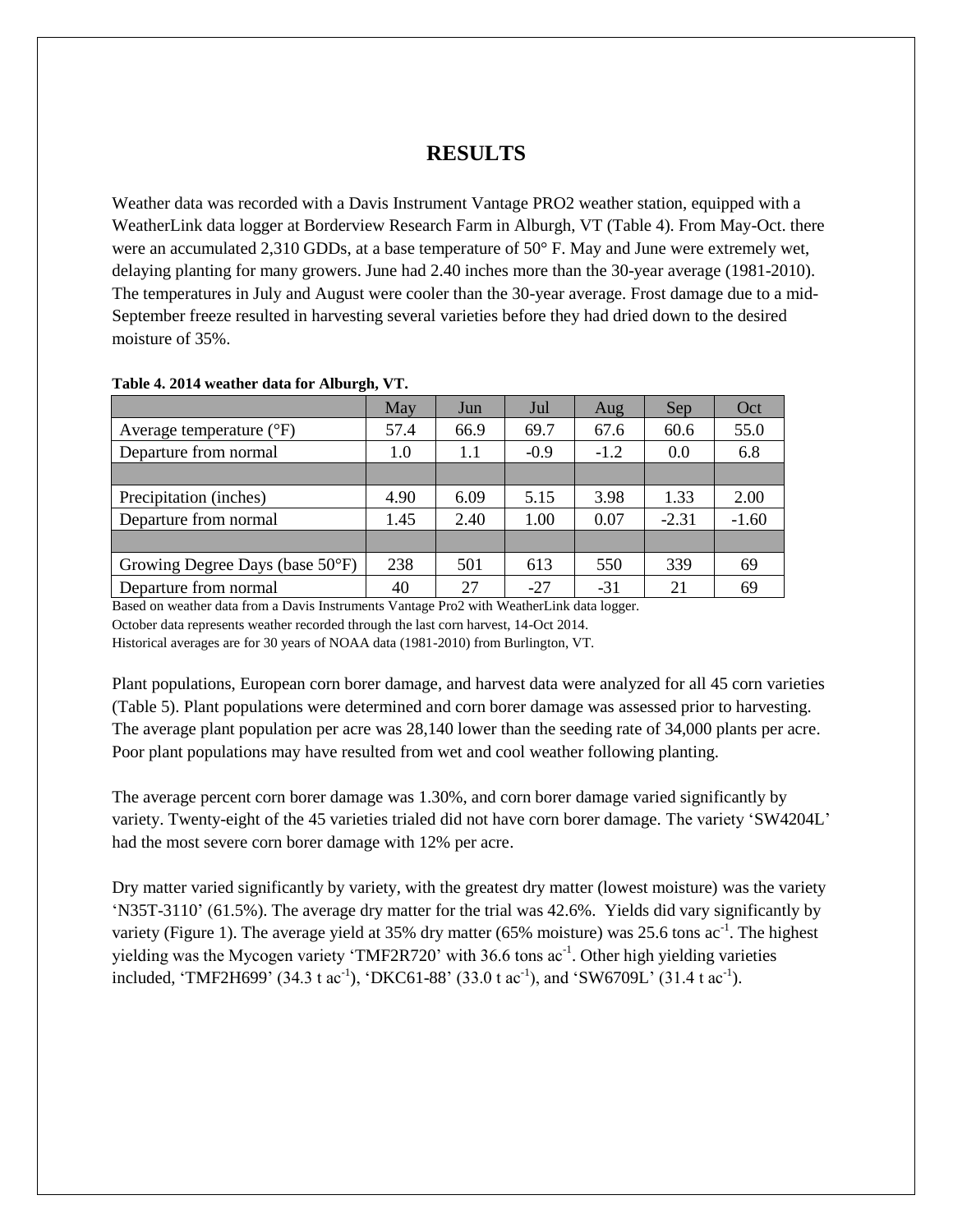# RESULTS

Weather data was recorded with a Davis Instrument Vantage PRO2 weather station, equipped with a WeatherLink data logger at Borderview Research Farm in Alburgh, VT (Table 4). From May-Oct. there were an accumulated 2,310 GDDs, at a base temperature of 50° F. May and June were extremely wet, delaying planting for many growers. June had 2.40 inches more than the 30-year average (1981-2010). The temperatures in July and August were cooler than the 30-year average. Frost damage due to a mid-September freeze resulted in harvesting several varieties before they had dried down to the desired moisture of 35%.

**Table 4. 2014 weather data for Alburgh, VT.**

| | May | Jun | Jul | Aug | Sep | Oct |
|---|---|---|---|---|---|---|
| Average temperature (°F) | 57.4 | 66.9 | 69.7 | 67.6 | 60.6 | 55.0 |
| Departure from normal | 1.0 | 1.1 | -0.9 | -1.2 | 0.0 | 6.8 |
| | | | | | | |
| Precipitation (inches) | 4.90 | 6.09 | 5.15 | 3.98 | 1.33 | 2.00 |
| Departure from normal | 1.45 | 2.40 | 1.00 | 0.07 | -2.31 | -1.60 |
| | | | | | | |
| Growing Degree Days (base 50°F) | 238 | 501 | 613 | 550 | 339 | 69 |
| Departure from normal | 40 | 27 | -27 | -31 | 21 | 69 |

Based on weather data from a Davis Instruments Vantage Pro2 with WeatherLink data logger.
October data represents weather recorded through the last corn harvest, 14-Oct 2014.
Historical averages are for 30 years of NOAA data (1981-2010) from Burlington, VT.

Plant populations, European corn borer damage, and harvest data were analyzed for all 45 corn varieties (Table 5). Plant populations were determined and corn borer damage was assessed prior to harvesting. The average plant population per acre was 28,140 lower than the seeding rate of 34,000 plants per acre. Poor plant populations may have resulted from wet and cool weather following planting.

The average percent corn borer damage was 1.30%, and corn borer damage varied significantly by variety. Twenty-eight of the 45 varieties trialed did not have corn borer damage. The variety 'SW4204L' had the most severe corn borer damage with 12% per acre.

Dry matter varied significantly by variety, with the greatest dry matter (lowest moisture) was the variety 'N35T-3110' (61.5%). The average dry matter for the trial was 42.6%. Yields did vary significantly by variety (Figure 1). The average yield at 35% dry matter (65% moisture) was 25.6 tons $ac^{-1}$. The highest yielding was the Mycogen variety 'TMF2R720' with 36.6 tons $ac^{-1}$. Other high yielding varieties included, 'TMF2H699' (34.3 t $ac^{-1}$), 'DKC61-88' (33.0 t $ac^{-1}$), and 'SW6709L' (31.4 t $ac^{-1}$).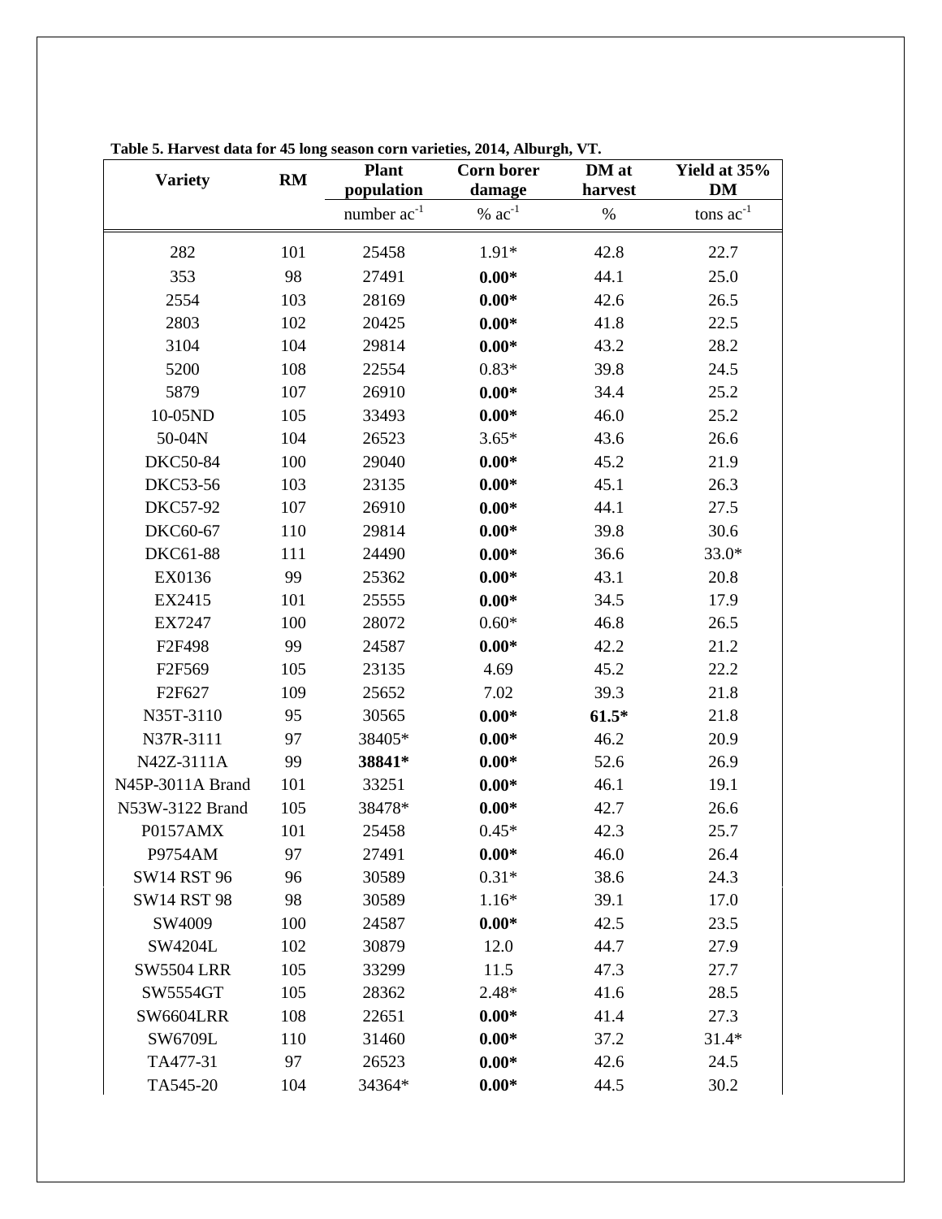**Table 5. Harvest data for 45 long season corn varieties, 2014, Alburgh, VT.**

| Variety | RM | Plant population | Corn borer damage | DM at harvest | Yield at 35% DM |
|---|---|---|---|---|---|
| | | number $ac^{-1}$ | % $ac^{-1}$ | % | tons $ac^{-1}$ |
| 282 | 101 | 25458 | 1.91* | 42.8 | 22.7 |
| 353 | 98 | 27491 | **0.00*** | 44.1 | 25.0 |
| 2554 | 103 | 28169 | **0.00*** | 42.6 | 26.5 |
| 2803 | 102 | 20425 | **0.00*** | 41.8 | 22.5 |
| 3104 | 104 | 29814 | **0.00*** | 43.2 | 28.2 |
| 5200 | 108 | 22554 | 0.83* | 39.8 | 24.5 |
| 5879 | 107 | 26910 | **0.00*** | 34.4 | 25.2 |
| 10-05ND | 105 | 33493 | **0.00*** | 46.0 | 25.2 |
| 50-04N | 104 | 26523 | 3.65* | 43.6 | 26.6 |
| DKC50-84 | 100 | 29040 | **0.00*** | 45.2 | 21.9 |
| DKC53-56 | 103 | 23135 | **0.00*** | 45.1 | 26.3 |
| DKC57-92 | 107 | 26910 | **0.00*** | 44.1 | 27.5 |
| DKC60-67 | 110 | 29814 | **0.00*** | 39.8 | 30.6 |
| DKC61-88 | 111 | 24490 | **0.00*** | 36.6 | 33.0* |
| EX0136 | 99 | 25362 | **0.00*** | 43.1 | 20.8 |
| EX2415 | 101 | 25555 | **0.00*** | 34.5 | 17.9 |
| EX7247 | 100 | 28072 | 0.60* | 46.8 | 26.5 |
| F2F498 | 99 | 24587 | **0.00*** | 42.2 | 21.2 |
| F2F569 | 105 | 23135 | 4.69 | 45.2 | 22.2 |
| F2F627 | 109 | 25652 | 7.02 | 39.3 | 21.8 |
| N35T-3110 | 95 | 30565 | **0.00*** | **61.5*** | 21.8 |
| N37R-3111 | 97 | 38405* | **0.00*** | 46.2 | 20.9 |
| N42Z-3111A | 99 | **38841*** | **0.00*** | 52.6 | 26.9 |
| N45P-3011A Brand | 101 | 33251 | **0.00*** | 46.1 | 19.1 |
| N53W-3122 Brand | 105 | 38478* | **0.00*** | 42.7 | 26.6 |
| P0157AMX | 101 | 25458 | 0.45* | 42.3 | 25.7 |
| P9754AM | 97 | 27491 | **0.00*** | 46.0 | 26.4 |
| SW14 RST 96 | 96 | 30589 | 0.31* | 38.6 | 24.3 |
| SW14 RST 98 | 98 | 30589 | 1.16* | 39.1 | 17.0 |
| SW4009 | 100 | 24587 | **0.00*** | 42.5 | 23.5 |
| SW4204L | 102 | 30879 | 12.0 | 44.7 | 27.9 |
| SW5504 LRR | 105 | 33299 | 11.5 | 47.3 | 27.7 |
| SW5554GT | 105 | 28362 | 2.48* | 41.6 | 28.5 |
| SW6604LRR | 108 | 22651 | **0.00*** | 41.4 | 27.3 |
| SW6709L | 110 | 31460 | **0.00*** | 37.2 | 31.4* |
| TA477-31 | 97 | 26523 | **0.00*** | 42.6 | 24.5 |
| TA545-20 | 104 | 34364* | **0.00*** | 44.5 | 30.2 |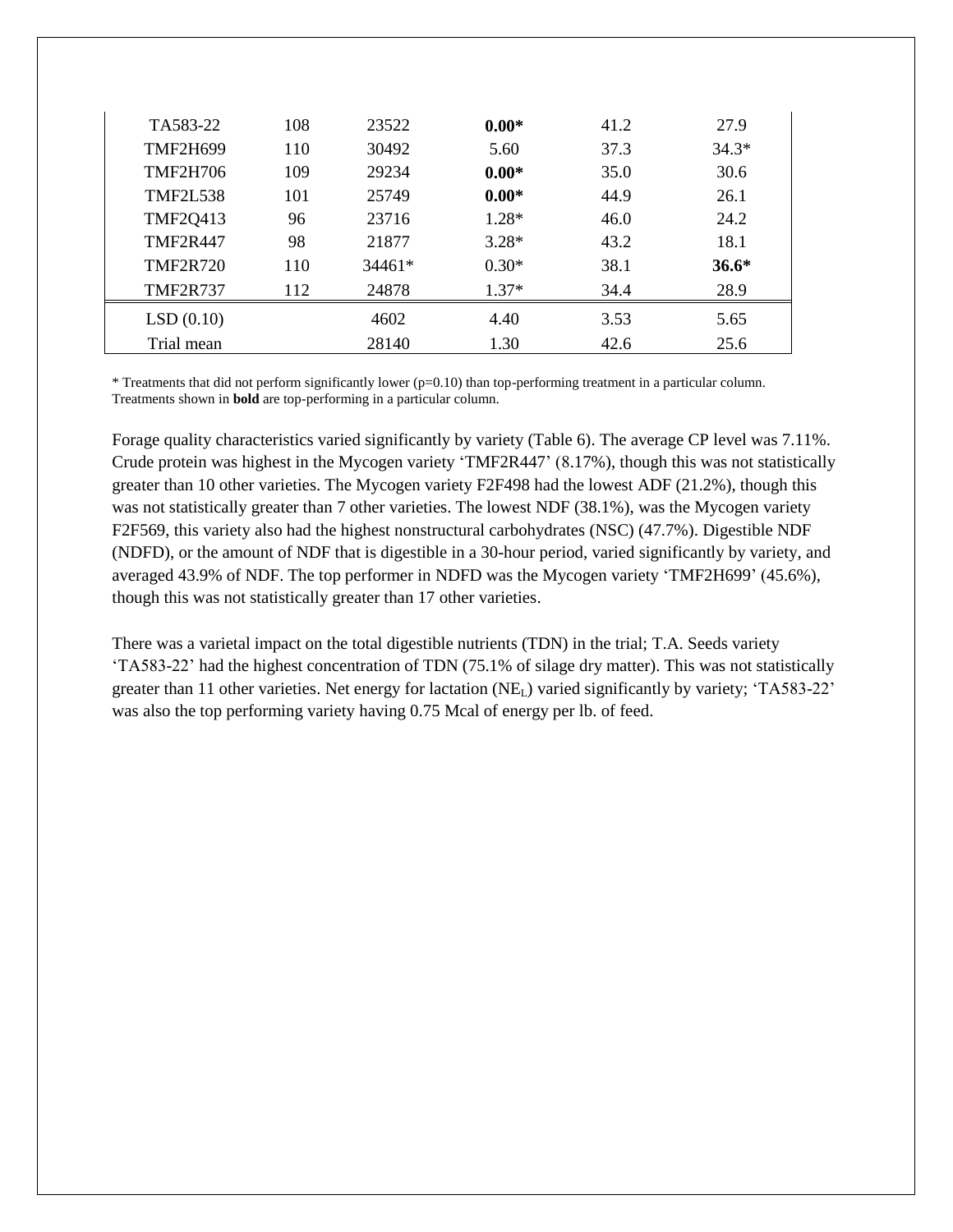| | | | | | |
|---|---|---|---|---|---|
| TA583-22 | 108 | 23522 | **0.00*** | 41.2 | 27.9 |
| TMF2H699 | 110 | 30492 | 5.60 | 37.3 | 34.3* |
| TMF2H706 | 109 | 29234 | **0.00*** | 35.0 | 30.6 |
| TMF2L538 | 101 | 25749 | **0.00*** | 44.9 | 26.1 |
| TMF2Q413 | 96 | 23716 | 1.28* | 46.0 | 24.2 |
| TMF2R447 | 98 | 21877 | 3.28* | 43.2 | 18.1 |
| TMF2R720 | 110 | 34461* | 0.30* | 38.1 | **36.6*** |
| TMF2R737 | 112 | 24878 | 1.37* | 34.4 | 28.9 |
| LSD (0.10) | | 4602 | 4.40 | 3.53 | 5.65 |
| Trial mean | | 28140 | 1.30 | 42.6 | 25.6 |

* Treatments that did not perform significantly lower (p=0.10) than top-performing treatment in a particular column.
Treatments shown in **bold** are top-performing in a particular column.

Forage quality characteristics varied significantly by variety (Table 6). The average CP level was 7.11%. Crude protein was highest in the Mycogen variety 'TMF2R447' (8.17%), though this was not statistically greater than 10 other varieties. The Mycogen variety F2F498 had the lowest ADF (21.2%), though this was not statistically greater than 7 other varieties. The lowest NDF (38.1%), was the Mycogen variety F2F569, this variety also had the highest nonstructural carbohydrates (NSC) (47.7%). Digestible NDF (NDFD), or the amount of NDF that is digestible in a 30-hour period, varied significantly by variety, and averaged 43.9% of NDF. The top performer in NDFD was the Mycogen variety 'TMF2H699' (45.6%), though this was not statistically greater than 17 other varieties.

There was a varietal impact on the total digestible nutrients (TDN) in the trial; T.A. Seeds variety 'TA583-22' had the highest concentration of TDN (75.1% of silage dry matter). This was not statistically greater than 11 other varieties. Net energy for lactation ($NE_L$) varied significantly by variety; 'TA583-22' was also the top performing variety having 0.75 Mcal of energy per lb. of feed.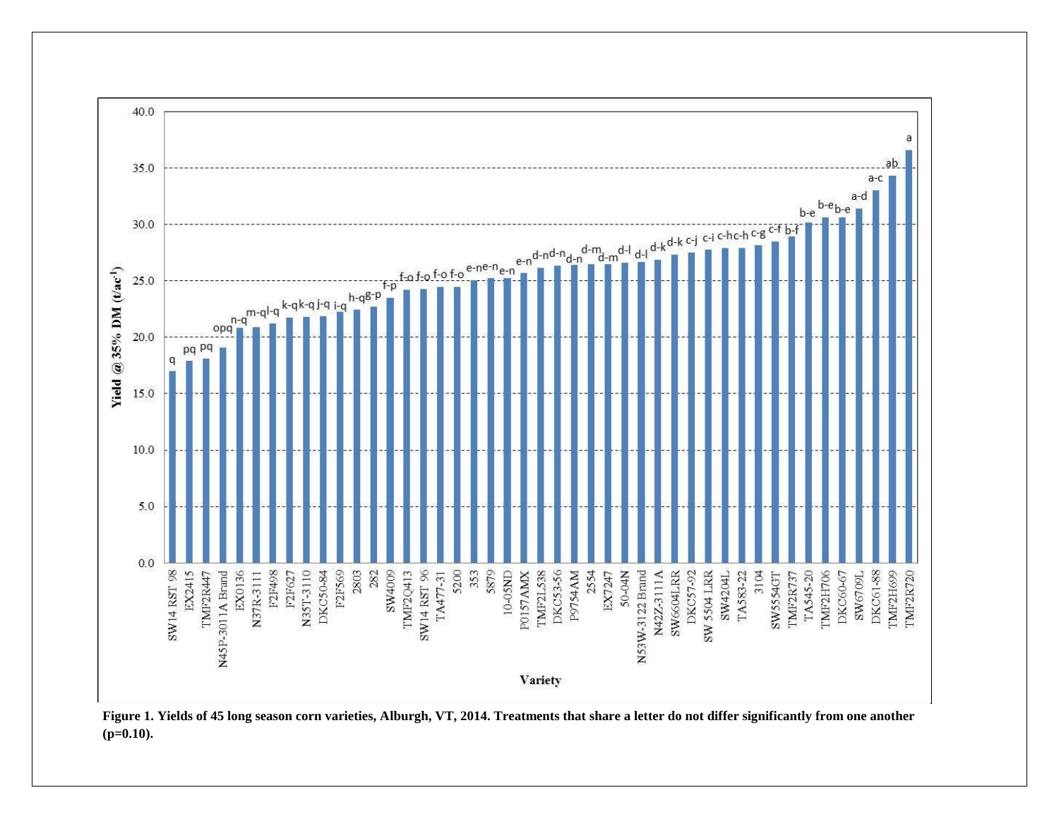Figure 1. Yields of 45 long season corn varieties, Alburgh, VT, 2014. Treatments that share a letter do not differ significantly from one another (p=0.10).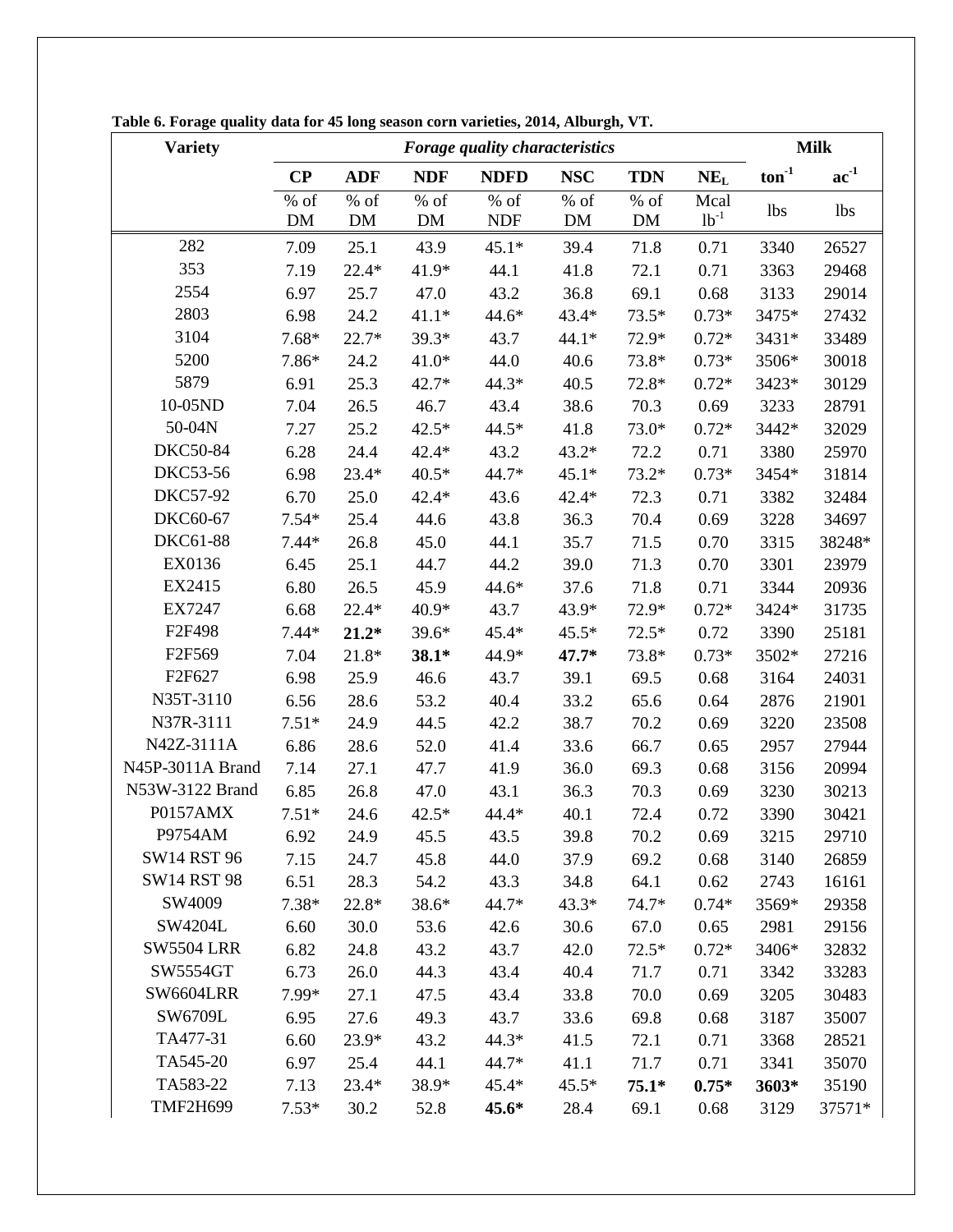**Table 6. Forage quality data for 45 long season corn varieties, 2014, Alburgh, VT.**

| Variety | *Forage quality characteristics* | | | | | | | Milk | |
|---|---|---|---|---|---|---|---|---|---|
| | **CP** | **ADF** | **NDF** | **NDFD** | **NSC** | **TDN** | **$NE_L$** | **$ton^{-1}$** | **$ac^{-1}$** |
| | % of DM | % of DM | % of DM | % of NDF | % of DM | % of DM | Mcal $lb^{-1}$ | lbs | lbs |
| 282 | 7.09 | 25.1 | 43.9 | 45.1* | 39.4 | 71.8 | 0.71 | 3340 | 26527 |
| 353 | 7.19 | 22.4* | 41.9* | 44.1 | 41.8 | 72.1 | 0.71 | 3363 | 29468 |
| 2554 | 6.97 | 25.7 | 47.0 | 43.2 | 36.8 | 69.1 | 0.68 | 3133 | 29014 |
| 2803 | 6.98 | 24.2 | 41.1* | 44.6* | 43.4* | 73.5* | 0.73* | 3475* | 27432 |
| 3104 | 7.68* | 22.7* | 39.3* | 43.7 | 44.1* | 72.9* | 0.72* | 3431* | 33489 |
| 5200 | 7.86* | 24.2 | 41.0* | 44.0 | 40.6 | 73.8* | 0.73* | 3506* | 30018 |
| 5879 | 6.91 | 25.3 | 42.7* | 44.3* | 40.5 | 72.8* | 0.72* | 3423* | 30129 |
| 10-05ND | 7.04 | 26.5 | 46.7 | 43.4 | 38.6 | 70.3 | 0.69 | 3233 | 28791 |
| 50-04N | 7.27 | 25.2 | 42.5* | 44.5* | 41.8 | 73.0* | 0.72* | 3442* | 32029 |
| DKC50-84 | 6.28 | 24.4 | 42.4* | 43.2 | 43.2* | 72.2 | 0.71 | 3380 | 25970 |
| DKC53-56 | 6.98 | 23.4* | 40.5* | 44.7* | 45.1* | 73.2* | 0.73* | 3454* | 31814 |
| DKC57-92 | 6.70 | 25.0 | 42.4* | 43.6 | 42.4* | 72.3 | 0.71 | 3382 | 32484 |
| DKC60-67 | 7.54* | 25.4 | 44.6 | 43.8 | 36.3 | 70.4 | 0.69 | 3228 | 34697 |
| DKC61-88 | 7.44* | 26.8 | 45.0 | 44.1 | 35.7 | 71.5 | 0.70 | 3315 | 38248* |
| EX0136 | 6.45 | 25.1 | 44.7 | 44.2 | 39.0 | 71.3 | 0.70 | 3301 | 23979 |
| EX2415 | 6.80 | 26.5 | 45.9 | 44.6* | 37.6 | 71.8 | 0.71 | 3344 | 20936 |
| EX7247 | 6.68 | 22.4* | 40.9* | 43.7 | 43.9* | 72.9* | 0.72* | 3424* | 31735 |
| F2F498 | 7.44* | **21.2*** | 39.6* | 45.4* | 45.5* | 72.5* | 0.72 | 3390 | 25181 |
| F2F569 | 7.04 | 21.8* | **38.1*** | 44.9* | **47.7*** | 73.8* | 0.73* | 3502* | 27216 |
| F2F627 | 6.98 | 25.9 | 46.6 | 43.7 | 39.1 | 69.5 | 0.68 | 3164 | 24031 |
| N35T-3110 | 6.56 | 28.6 | 53.2 | 40.4 | 33.2 | 65.6 | 0.64 | 2876 | 21901 |
| N37R-3111 | 7.51* | 24.9 | 44.5 | 42.2 | 38.7 | 70.2 | 0.69 | 3220 | 23508 |
| N42Z-3111A | 6.86 | 28.6 | 52.0 | 41.4 | 33.6 | 66.7 | 0.65 | 2957 | 27944 |
| N45P-3011A Brand | 7.14 | 27.1 | 47.7 | 41.9 | 36.0 | 69.3 | 0.68 | 3156 | 20994 |
| N53W-3122 Brand | 6.85 | 26.8 | 47.0 | 43.1 | 36.3 | 70.3 | 0.69 | 3230 | 30213 |
| P0157AMX | 7.51* | 24.6 | 42.5* | 44.4* | 40.1 | 72.4 | 0.72 | 3390 | 30421 |
| P9754AM | 6.92 | 24.9 | 45.5 | 43.5 | 39.8 | 70.2 | 0.69 | 3215 | 29710 |
| SW14 RST 96 | 7.15 | 24.7 | 45.8 | 44.0 | 37.9 | 69.2 | 0.68 | 3140 | 26859 |
| SW14 RST 98 | 6.51 | 28.3 | 54.2 | 43.3 | 34.8 | 64.1 | 0.62 | 2743 | 16161 |
| SW4009 | 7.38* | 22.8* | 38.6* | 44.7* | 43.3* | 74.7* | 0.74* | 3569* | 29358 |
| SW4204L | 6.60 | 30.0 | 53.6 | 42.6 | 30.6 | 67.0 | 0.65 | 2981 | 29156 |
| SW5504 LRR | 6.82 | 24.8 | 43.2 | 43.7 | 42.0 | 72.5* | 0.72* | 3406* | 32832 |
| SW5554GT | 6.73 | 26.0 | 44.3 | 43.4 | 40.4 | 71.7 | 0.71 | 3342 | 33283 |
| SW6604LRR | 7.99* | 27.1 | 47.5 | 43.4 | 33.8 | 70.0 | 0.69 | 3205 | 30483 |
| SW6709L | 6.95 | 27.6 | 49.3 | 43.7 | 33.6 | 69.8 | 0.68 | 3187 | 35007 |
| TA477-31 | 6.60 | 23.9* | 43.2 | 44.3* | 41.5 | 72.1 | 0.71 | 3368 | 28521 |
| TA545-20 | 6.97 | 25.4 | 44.1 | 44.7* | 41.1 | 71.7 | 0.71 | 3341 | 35070 |
| TA583-22 | 7.13 | 23.4* | 38.9* | 45.4* | 45.5* | **75.1*** | **0.75*** | **3603*** | 35190 |
| TMF2H699 | 7.53* | 30.2 | 52.8 | **45.6*** | 28.4 | 69.1 | 0.68 | 3129 | 37571* |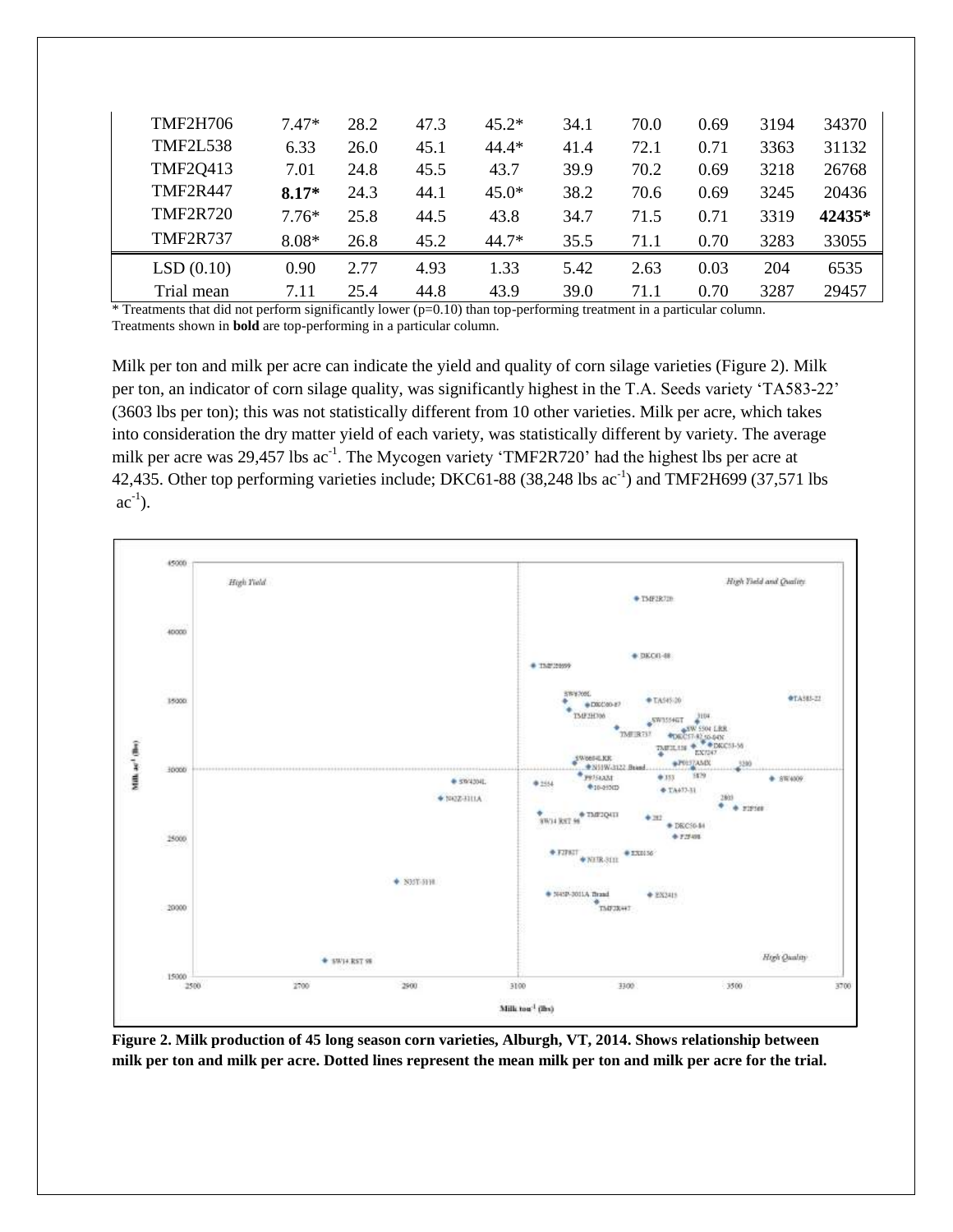| | | | | | | | | | |
|---|---|---|---|---|---|---|---|---|---|
| TMF2H706 | 7.47* | 28.2 | 47.3 | 45.2* | 34.1 | 70.0 | 0.69 | 3194 | 34370 |
| TMF2L538 | 6.33 | 26.0 | 45.1 | 44.4* | 41.4 | 72.1 | 0.71 | 3363 | 31132 |
| TMF2Q413 | 7.01 | 24.8 | 45.5 | 43.7 | 39.9 | 70.2 | 0.69 | 3218 | 26768 |
| TMF2R447 | **8.17*** | 24.3 | 44.1 | 45.0* | 38.2 | 70.6 | 0.69 | 3245 | 20436 |
| TMF2R720 | 7.76* | 25.8 | 44.5 | 43.8 | 34.7 | 71.5 | 0.71 | 3319 | **42435*** |
| TMF2R737 | 8.08* | 26.8 | 45.2 | 44.7* | 35.5 | 71.1 | 0.70 | 3283 | 33055 |
| LSD (0.10) | 0.90 | 2.77 | 4.93 | 1.33 | 5.42 | 2.63 | 0.03 | 204 | 6535 |
| Trial mean | 7.11 | 25.4 | 44.8 | 43.9 | 39.0 | 71.1 | 0.70 | 3287 | 29457 |

\* Treatments that did not perform significantly lower (p=0.10) than top-performing treatment in a particular column.
Treatments shown in **bold** are top-performing in a particular column.

Milk per ton and milk per acre can indicate the yield and quality of corn silage varieties (Figure 2). Milk per ton, an indicator of corn silage quality, was significantly highest in the T.A. Seeds variety 'TA583-22' (3603 lbs per ton); this was not statistically different from 10 other varieties. Milk per acre, which takes into consideration the dry matter yield of each variety, was statistically different by variety. The average milk per acre was 29,457 lbs $ac^{-1}$. The Mycogen variety 'TMF2R720' had the highest lbs per acre at 42,435. Other top performing varieties include; DKC61-88 (38,248 lbs $ac^{-1}$) and TMF2H699 (37,571 lbs $ac^{-1}$).

**Figure 2. Milk production of 45 long season corn varieties, Alburgh, VT, 2014. Shows relationship between milk per ton and milk per acre. Dotted lines represent the mean milk per ton and milk per acre for the trial.**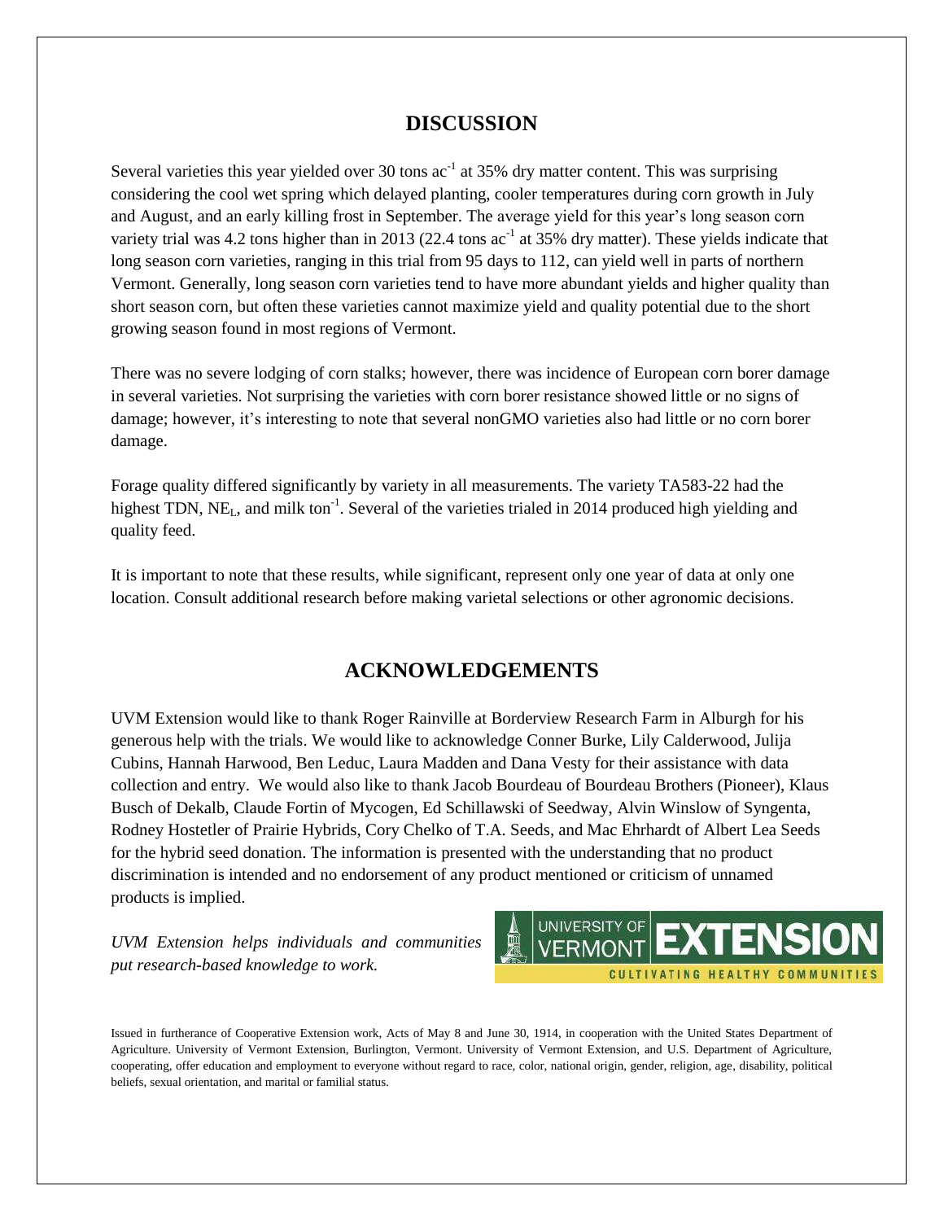## DISCUSSION

Several varieties this year yielded over 30 tons $ac^{-1}$ at 35% dry matter content. This was surprising considering the cool wet spring which delayed planting, cooler temperatures during corn growth in July and August, and an early killing frost in September. The average yield for this year's long season corn variety trial was 4.2 tons higher than in 2013 (22.4 tons $ac^{-1}$ at 35% dry matter). These yields indicate that long season corn varieties, ranging in this trial from 95 days to 112, can yield well in parts of northern Vermont. Generally, long season corn varieties tend to have more abundant yields and higher quality than short season corn, but often these varieties cannot maximize yield and quality potential due to the short growing season found in most regions of Vermont.

There was no severe lodging of corn stalks; however, there was incidence of European corn borer damage in several varieties. Not surprising the varieties with corn borer resistance showed little or no signs of damage; however, it's interesting to note that several nonGMO varieties also had little or no corn borer damage.

Forage quality differed significantly by variety in all measurements. The variety TA583-22 had the highest TDN, $NE_L$, and milk $ton^{-1}$. Several of the varieties trialed in 2014 produced high yielding and quality feed.

It is important to note that these results, while significant, represent only one year of data at only one location. Consult additional research before making varietal selections or other agronomic decisions.

## ACKNOWLEDGEMENTS

UVM Extension would like to thank Roger Rainville at Borderview Research Farm in Alburgh for his generous help with the trials. We would like to acknowledge Conner Burke, Lily Calderwood, Julija Cubins, Hannah Harwood, Ben Leduc, Laura Madden and Dana Vesty for their assistance with data collection and entry. We would also like to thank Jacob Bourdeau of Bourdeau Brothers (Pioneer), Klaus Busch of Dekalb, Claude Fortin of Mycogen, Ed Schillawski of Seedway, Alvin Winslow of Syngenta, Rodney Hostetler of Prairie Hybrids, Cory Chelko of T.A. Seeds, and Mac Ehrhardt of Albert Lea Seeds for the hybrid seed donation. The information is presented with the understanding that no product discrimination is intended and no endorsement of any product mentioned or criticism of unnamed products is implied.

*UVM Extension helps individuals and communities put research-based knowledge to work.*

UNIVERSITY OF VERMONT EXTENSION
CULTIVATING HEALTHY COMMUNITIES

Issued in furtherance of Cooperative Extension work, Acts of May 8 and June 30, 1914, in cooperation with the United States Department of Agriculture. University of Vermont Extension, Burlington, Vermont. University of Vermont Extension, and U.S. Department of Agriculture, cooperating, offer education and employment to everyone without regard to race, color, national origin, gender, religion, age, disability, political beliefs, sexual orientation, and marital or familial status.